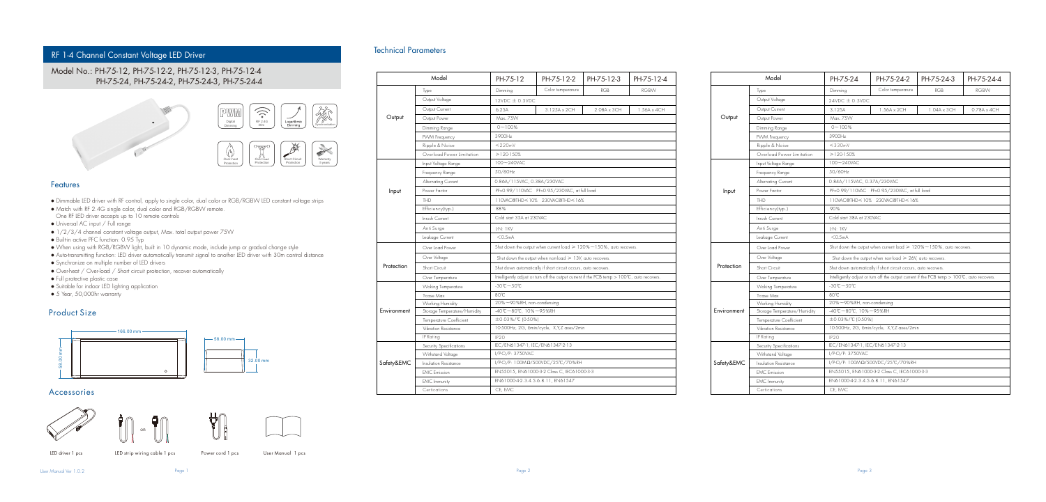# RF 1-4 Channel Constant Voltage LED Driver

## Model No.: PH-75-12, PH-75-12-2, PH-75-12-3, PH-75-12-4 PH-75-24, PH-75-24-2, PH-75-24-3, PH-75-24-4

PWM Digital Dimming | RF 2.4G 30m | Logarithmic Dimming | Synchronization

Over-heat Protection | Over-Load Protection | Short Circuit Protection | Warranty 5 years

## Features

- Dimmable LED driver with RF control, apply to single color, dual color or RGB/RGBW LED constant voltage strips
- Match with RF 2.4G single color, dual color and RGB/RGBW remote. One RF LED driver accepts up to 10 remote controls
- Universal AC input / Full range
- 1/2/3/4 channel constant voltage output, Max. total output power 75W
- Built-in active PFC function: 0.95 Typ
- When using with RGB/RGBW light, built in 10 dynamic mode, include jump or gradual change style
- Auto-transmitting function: LED driver automatically transmit signal to another LED driver with 30m control distance
- Synchronize on multiple number of LED drivers
- Over-heat / Over-load / Short circuit protection, recover automatically
- Full protective plastic case
- Suitable for indoor LED lighting application
- 5 Year, 50,000hr warranty

## Product Size

166.00 mm × 58.00 mm × 32.00 mm

## Accessories

LED driver 1 pcs

LED strip wiring cable 1 pcs

Power cord 1 pcs

User Manual 1 pcs

## Technical Parameters

| Model | | PH-75-12 | PH-75-12-2 | PH-75-12-3 | PH-75-12-4 |
|---|---|---|---|---|---|
| Output | Type | Dimming | Color temperature | RGB | RGBW |
| | Output Voltage | 12VDC ± 0.5VDC | | | |
| | Output Current | 6.25A | 3.125A x 2CH | 2.08A x 3CH | 1.56A x 4CH |
| | Output Power | Max.75W | | | |
| | Dimming Range | 0~100% | | | |
| | PWM Frequency | 3900Hz | | | |
| | Ripple & Noise | <220mV | | | |
| | Overload Power Limitation | ≥120-150% | | | |
| Input | Input Voltage Range | 100~240VAC | | | |
| | Frequency Range | 50/60Hz | | | |
| | Alternating Current | 0.86A/115VAC, 0.38A/230VAC | | | |
| | Power Factor | PF>0.99/110VAC PF>0.95/230VAC, at full load | | | |
| | THD | 110VAC@THD≤10% 230VAC@THD≤16% | | | |
| | Efficiency(typ.) | 88% | | | |
| | Inrush Current | Cold start 35A at 230VAC | | | |
| | Anti Surge | L-N: 1KV | | | |
| | Leakage Current | <0.5mA | | | |
| Protection | Over Load Power | Shut down the output when current load ≥ 120%~150%, auto recovers. | | | |
| | Over Voltage | Shut down the output when non-load ≥ 13V, auto recovers. | | | |
| | Short Circuit | Shut down automatically if short circuit occurs, auto recovers. | | | |
| | Over Temperature | Intelligently adjust or turn off the output current if the PCB temp > 100℃, auto recovers. | | | |
| Environment | Working Temperature | -30℃~50℃ | | | |
| | Tcase Max | 80℃ | | | |
| | Working Humidity | 20%~90%RH, non-condensing | | | |
| | Storage Temperature/Humidity | -40℃~80℃, 10%~95%RH | | | |
| | Temperature Coefficient | ±0.03%/℃ (0-50℃) | | | |
| | Vibration Resistance | 10-500Hz, 2G, 6min/cycle, X,Y,Z axes/2min | | | |
| | IP Rating | IP20 | | | |
| Safety&EMC | Security Specifications | IEC/EN61347-1, IEC/EN61347-2-13 | | | |
| | Withstand Voltage | I/P-O/P: 3750VAC | | | |
| | Insulation Resistance | I/P-O/P: 100MΩ/500VDC/25℃/70%RH | | | |
| | EMC Emission | EN55015, EN61000-3-2 Class C, IEC61000-3-3 | | | |
| | EMC Immunity | EN61000-4-2,3,4,5,6,8,11, EN61547 | | | |
| | Certications | CE, EMC | | | |

| Model | | PH-75-24 | PH-75-24-2 | PH-75-24-3 | PH-75-24-4 |
|---|---|---|---|---|---|
| Output | Type | Dimming | Color temperature | RGB | RGBW |
| | Output Voltage | 24VDC ± 0.5VDC | | | |
| | Output Current | 3.125A | 1.56A x 2CH | 1.04A x 3CH | 0.78A x 4CH |
| | Output Power | Max.75W | | | |
| | Dimming Range | 0~100% | | | |
| | PWM Frequency | 3900Hz | | | |
| | Ripple & Noise | ≤330mV | | | |
| | Overload Power Limitation | ≥120-150% | | | |
| Input | Input Voltage Range | 100~240VAC | | | |
| | Frequency Range | 50/60Hz | | | |
| | Alternating Current | 0.84A/115VAC, 0.37A/230VAC | | | |
| | Power Factor | PF>0.99/110VAC PF>0.95/230VAC, at full load | | | |
| | THD | 110VAC@THD≤10% 230VAC@THD≤16% | | | |
| | Efficiency(typ.) | 90% | | | |
| | Inrush Current | Cold start 38A at 230VAC | | | |
| | Anti Surge | L-N: 1KV | | | |
| | Leakage Current | <0.5mA | | | |
| Protection | Over Load Power | Shut down the output when current load ≥ 120%~150%, auto recovers. | | | |
| | Over Voltage | Shut down the output when non-load ≥ 26V, auto recovers. | | | |
| | Short Circuit | Shut down automatically if short circuit occurs, auto recovers. | | | |
| | Over Temperature | Intelligently adjust or turn off the output current if the PCB temp > 100℃, auto recovers. | | | |
| Environment | Working Temperature | -30℃~50℃ | | | |
| | Tcase Max | 80℃ | | | |
| | Working Humidity | 20%~90%RH, non-condensing | | | |
| | Storage Temperature/Humidity | -40℃~80℃, 10%~95%RH | | | |
| | Temperature Coefficient | ±0.03%/℃ (0-50℃) | | | |
| | Vibration Resistance | 10-500Hz, 2G, 6min/cycle, X,Y,Z axes/2min | | | |
| | IP Rating | IP20 | | | |
| Safety&EMC | Security Specifications | IEC/EN61347-1, IEC/EN61347-2-13 | | | |
| | Withstand Voltage | I/P-O/P: 3750VAC | | | |
| | Insulation Resistance | I/P-O/P: 100MΩ/500VDC/25℃/70%RH | | | |
| | EMC Emission | EN55015, EN61000-3-2 Class C, IEC61000-3-3 | | | |
| | EMC Immunity | EN61000-4-2,3,4,5,6,8,11, EN61547 | | | |
| | Certications | CE, EMC | | | |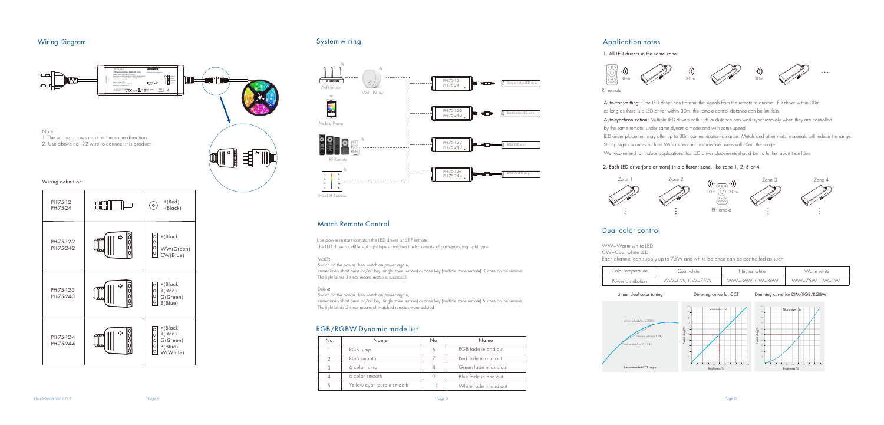## Wiring Diagram

Note:

1. The wiring arrows must be the same direction.
2. Use above no. 22 wire to connect this product.

Wiring definition:

| | | |
|---|---|---|
| PH-75-12<br>PH-75-24 | | +(Red)<br>-(Black) |
| PH-75-12-2<br>PH-75-24-2 | | +(Black)<br>WW(Green)<br>CW(Blue) |
| PH-75-12-3<br>PH-75-24-3 | | +(Black)<br>R(Red)<br>G(Green)<br>B(Blue) |
| PH-75-12-4<br>PH-75-24-4 | | +(Black)<br>R(Red)<br>G(Green)<br>B(Blue)<br>W(White) |

## System wiring

WiFi Router

WiFi-Relay

Mobile Phone

RF Remote

Panel RF Remote

PH-75-12
PH-75-24
Single color LED strip

PH-75-12-2
PH-75-24-2
Dual color LED strip

PH-75-12-3
PH-75-24-3
RGB LED strip

PH-75-12-4
PH-75-24-4
RGBW LED strip

## Match Remote Control

Use power restart to match the LED driver and RF remote;
The LED driver of different light types matches the RF remote of corresponding light type.

Match:

Switch off the power, then switch on power again,
immediately short press on/off key (single zone remote) or zone key (multiple zone remote) 3 times on the remote.
The light blinks 3 times means match is successful.

Delete:

Switch off the power, then switch on power again,
immediately short press on/off key (single zone remote) or zone key (multiple zone remote) 5 times on the remote.
The light blinks 5 times means all matched remotes were deleted.

## RGB/RGBW Dynamic mode list

| No. | Name | No. | Name |
|---|---|---|---|
| 1 | RGB jump | 6 | RGB fade in and out |
| 2 | RGB smooth | 7 | Red fade in and out |
| 3 | 6 color jump | 8 | Green fade in and out |
| 4 | 6 color smooth | 9 | Blue fade in and out |
| 5 | Yellow cyan purple smooth | 10 | White fade in and out |

## Application notes

1. All LED drivers in the same zone.

30m 30m 30m

RF remote

**Auto-transmitting:** One LED driver can transmit the signals from the remote to another LED driver within 30m, as long as there is a LED driver within 30m, the remote control distance can be limitless.

**Auto-synchronization:** Multiple LED drivers within 30m distance can work synchronously when they are controlled by the same remote, under same dynamic mode and with same speed.

LED driver placement may offer up to 30m communication distance. Metals and other metal materials will reduce the range. Strong signal sources such as WiFi routers and microwave ovens will affect the range.

We recommend for indoor applications that LED driver placements should be no further apart than15m.

2. Each LED driver(one or more) in a different zone, like zone 1, 2, 3 or 4.

Zone 1 Zone 2 30m 30m Zone 3 Zone 4

RF remote

## Dual color control

WW=Warm white LED
CW=Cool white LED
Each channel can supply up to 75W and white balance can be controlled as such:

| Color temperature | Cool white | Neutral white | Warm white |
|---|---|---|---|
| Power distribution | WW=0W, CW=75W | WW=36W, CW=36W | WW=75W, CW=0W |

Linear dual color tuning

Warm white(Ww 2700K)
Neutral white(4000K)
Cool white(Ww 6500K)
Recommended CCT range

Dimming curve for CCT

Gamma=1.0
PWM duty(%)
Brightness(%)

Dimming curve for DIM/RGB/RGBW

Gamma=1.6
PWM duty(%)
Brightness(%)